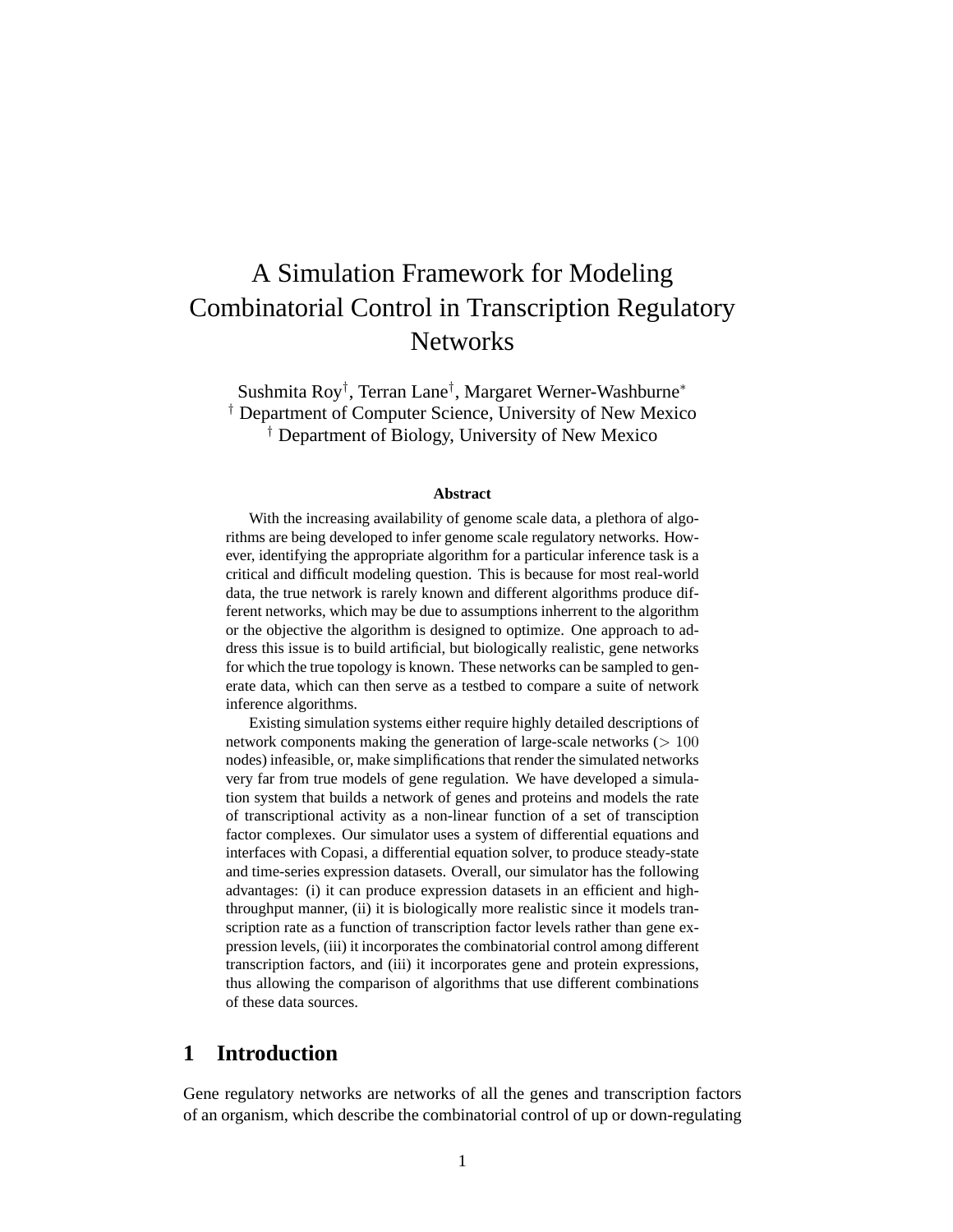# A Simulation Framework for Modeling Combinatorial Control in Transcription Regulatory Networks

Sushmita Roy[†], Terran Lane[†], Margaret Werner-Washburne[*]
[†] Department of Computer Science, University of New Mexico
[†] Department of Biology, University of New Mexico

### Abstract

With the increasing availability of genome scale data, a plethora of algorithms are being developed to infer genome scale regulatory networks. However, identifying the appropriate algorithm for a particular inference task is a critical and difficult modeling question. This is because for most real-world data, the true network is rarely known and different algorithms produce different networks, which may be due to assumptions inherrent to the algorithm or the objective the algorithm is designed to optimize. One approach to address this issue is to build artificial, but biologically realistic, gene networks for which the true topology is known. These networks can be sampled to generate data, which can then serve as a testbed to compare a suite of network inference algorithms.

Existing simulation systems either require highly detailed descriptions of network components making the generation of large-scale networks ($> 100$ nodes) infeasible, or, make simplifications that render the simulated networks very far from true models of gene regulation. We have developed a simulation system that builds a network of genes and proteins and models the rate of transcriptional activity as a non-linear function of a set of transciption factor complexes. Our simulator uses a system of differential equations and interfaces with Copasi, a differential equation solver, to produce steady-state and time-series expression datasets. Overall, our simulator has the following advantages: (i) it can produce expression datasets in an efficient and high-throughput manner, (ii) it is biologically more realistic since it models transcription rate as a function of transcription factor levels rather than gene expression levels, (iii) it incorporates the combinatorial control among different transcription factors, and (iii) it incorporates gene and protein expressions, thus allowing the comparison of algorithms that use different combinations of these data sources.

## 1 Introduction

Gene regulatory networks are networks of all the genes and transcription factors of an organism, which describe the combinatorial control of up or down-regulating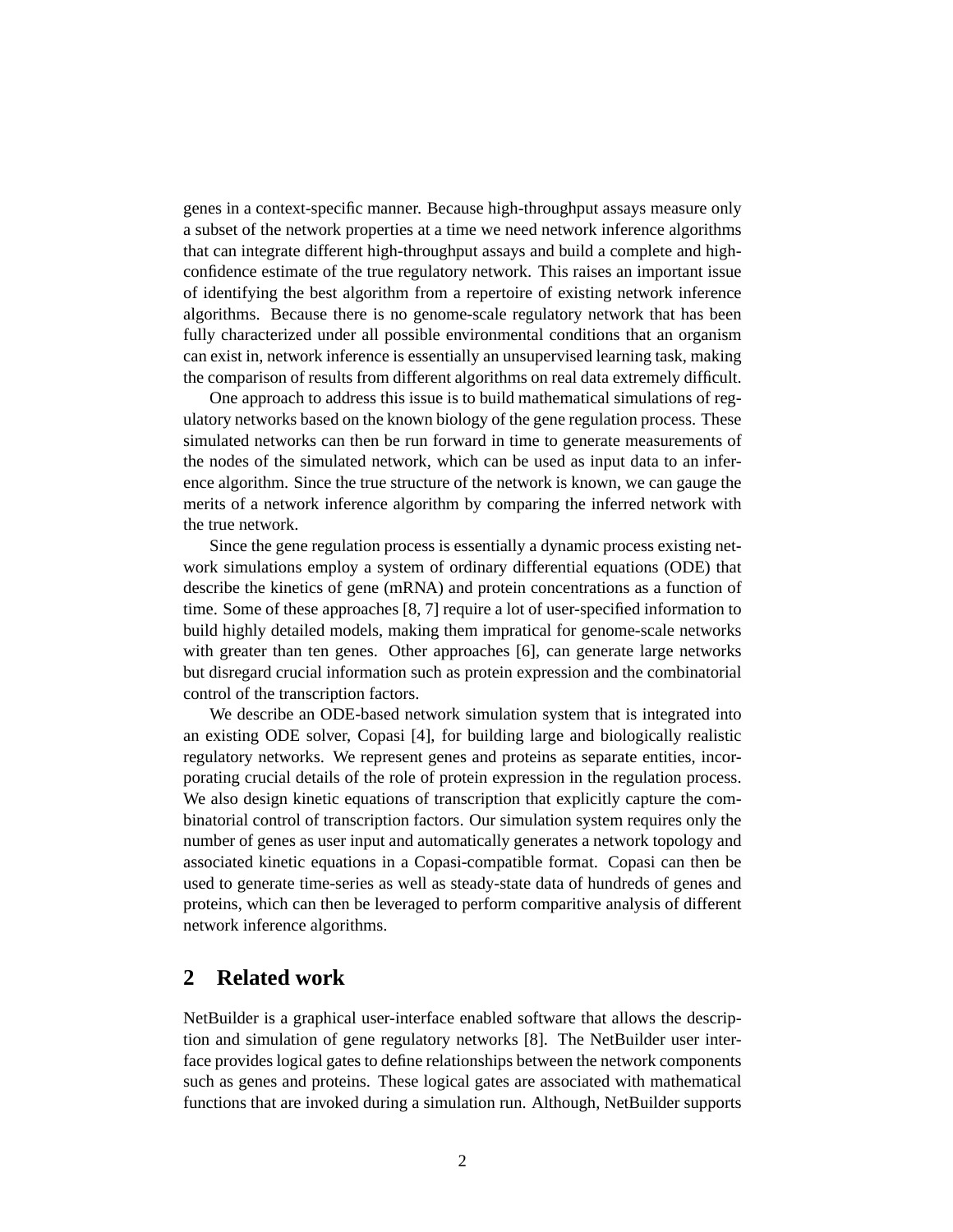genes in a context-specific manner. Because high-throughput assays measure only a subset of the network properties at a time we need network inference algorithms that can integrate different high-throughput assays and build a complete and high-confidence estimate of the true regulatory network. This raises an important issue of identifying the best algorithm from a repertoire of existing network inference algorithms. Because there is no genome-scale regulatory network that has been fully characterized under all possible environmental conditions that an organism can exist in, network inference is essentially an unsupervised learning task, making the comparison of results from different algorithms on real data extremely difficult.

One approach to address this issue is to build mathematical simulations of regulatory networks based on the known biology of the gene regulation process. These simulated networks can then be run forward in time to generate measurements of the nodes of the simulated network, which can be used as input data to an inference algorithm. Since the true structure of the network is known, we can gauge the merits of a network inference algorithm by comparing the inferred network with the true network.

Since the gene regulation process is essentially a dynamic process existing network simulations employ a system of ordinary differential equations (ODE) that describe the kinetics of gene (mRNA) and protein concentrations as a function of time. Some of these approaches [8, 7] require a lot of user-specified information to build highly detailed models, making them impratical for genome-scale networks with greater than ten genes. Other approaches [6], can generate large networks but disregard crucial information such as protein expression and the combinatorial control of the transcription factors.

We describe an ODE-based network simulation system that is integrated into an existing ODE solver, Copasi [4], for building large and biologically realistic regulatory networks. We represent genes and proteins as separate entities, incorporating crucial details of the role of protein expression in the regulation process. We also design kinetic equations of transcription that explicitly capture the combinatorial control of transcription factors. Our simulation system requires only the number of genes as user input and automatically generates a network topology and associated kinetic equations in a Copasi-compatible format. Copasi can then be used to generate time-series as well as steady-state data of hundreds of genes and proteins, which can then be leveraged to perform comparitive analysis of different network inference algorithms.

## 2 Related work

NetBuilder is a graphical user-interface enabled software that allows the description and simulation of gene regulatory networks [8]. The NetBuilder user interface provides logical gates to define relationships between the network components such as genes and proteins. These logical gates are associated with mathematical functions that are invoked during a simulation run. Although, NetBuilder supports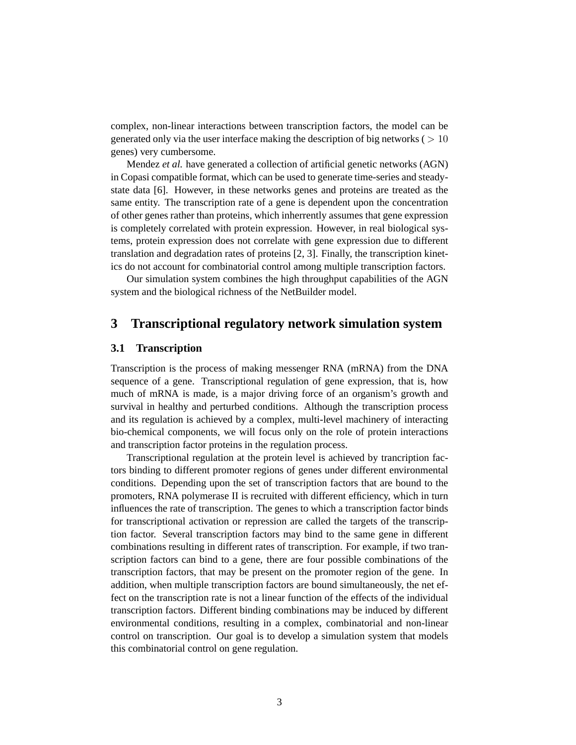complex, non-linear interactions between transcription factors, the model can be generated only via the user interface making the description of big networks ( $> 10$ genes) very cumbersome.

Mendez *et al.* have generated a collection of artificial genetic networks (AGN) in Copasi compatible format, which can be used to generate time-series and steady-state data [6]. However, in these networks genes and proteins are treated as the same entity. The transcription rate of a gene is dependent upon the concentration of other genes rather than proteins, which inherrently assumes that gene expression is completely correlated with protein expression. However, in real biological systems, protein expression does not correlate with gene expression due to different translation and degradation rates of proteins [2, 3]. Finally, the transcription kinetics do not account for combinatorial control among multiple transcription factors.

Our simulation system combines the high throughput capabilities of the AGN system and the biological richness of the NetBuilder model.

# 3 Transcriptional regulatory network simulation system

## 3.1 Transcription

Transcription is the process of making messenger RNA (mRNA) from the DNA sequence of a gene. Transcriptional regulation of gene expression, that is, how much of mRNA is made, is a major driving force of an organism's growth and survival in healthy and perturbed conditions. Although the transcription process and its regulation is achieved by a complex, multi-level machinery of interacting bio-chemical components, we will focus only on the role of protein interactions and transcription factor proteins in the regulation process.

Transcriptional regulation at the protein level is achieved by trancription factors binding to different promoter regions of genes under different environmental conditions. Depending upon the set of transcription factors that are bound to the promoters, RNA polymerase II is recruited with different efficiency, which in turn influences the rate of transcription. The genes to which a transcription factor binds for transcriptional activation or repression are called the targets of the transcription factor. Several transcription factors may bind to the same gene in different combinations resulting in different rates of transcription. For example, if two transcription factors can bind to a gene, there are four possible combinations of the transcription factors, that may be present on the promoter region of the gene. In addition, when multiple transcription factors are bound simultaneously, the net effect on the transcription rate is not a linear function of the effects of the individual transcription factors. Different binding combinations may be induced by different environmental conditions, resulting in a complex, combinatorial and non-linear control on transcription. Our goal is to develop a simulation system that models this combinatorial control on gene regulation.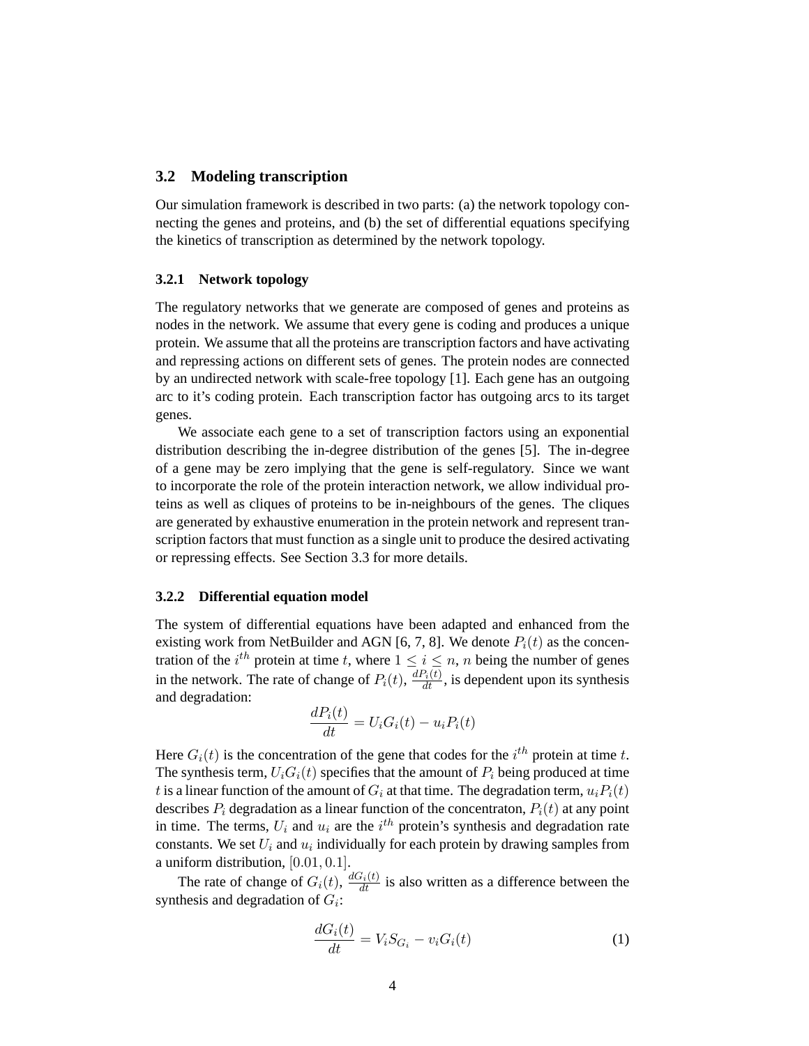## 3.2 Modeling transcription

Our simulation framework is described in two parts: (a) the network topology connecting the genes and proteins, and (b) the set of differential equations specifying the kinetics of transcription as determined by the network topology.

### 3.2.1 Network topology

The regulatory networks that we generate are composed of genes and proteins as nodes in the network. We assume that every gene is coding and produces a unique protein. We assume that all the proteins are transcription factors and have activating and repressing actions on different sets of genes. The protein nodes are connected by an undirected network with scale-free topology [1]. Each gene has an outgoing arc to it's coding protein. Each transcription factor has outgoing arcs to its target genes.

We associate each gene to a set of transcription factors using an exponential distribution describing the in-degree distribution of the genes [5]. The in-degree of a gene may be zero implying that the gene is self-regulatory. Since we want to incorporate the role of the protein interaction network, we allow individual proteins as well as cliques of proteins to be in-neighbours of the genes. The cliques are generated by exhaustive enumeration in the protein network and represent transcription factors that must function as a single unit to produce the desired activating or repressing effects. See Section 3.3 for more details.

### 3.2.2 Differential equation model

The system of differential equations have been adapted and enhanced from the existing work from NetBuilder and AGN [6, 7, 8]. We denote $P_i(t)$ as the concentration of the $i^{th}$ protein at time $t$, where $1 \leq i \leq n$, $n$ being the number of genes in the network. The rate of change of $P_i(t)$, $\frac{dP_i(t)}{dt}$, is dependent upon its synthesis and degradation:

$$\frac{dP_i(t)}{dt} = U_i G_i(t) - u_i P_i(t)$$

Here $G_i(t)$ is the concentration of the gene that codes for the $i^{th}$ protein at time $t$. The synthesis term, $U_i G_i(t)$ specifies that the amount of $P_i$ being produced at time $t$ is a linear function of the amount of $G_i$ at that time. The degradation term, $u_i P_i(t)$ describes $P_i$ degradation as a linear function of the concentraton, $P_i(t)$ at any point in time. The terms, $U_i$ and $u_i$ are the $i^{th}$ protein's synthesis and degradation rate constants. We set $U_i$ and $u_i$ individually for each protein by drawing samples from a uniform distribution, $[0.01, 0.1]$.

The rate of change of $G_i(t)$, $\frac{dG_i(t)}{dt}$ is also written as a difference between the synthesis and degradation of $G_i$:

$$\frac{dG_i(t)}{dt} = V_i S_{G_i} - v_i G_i(t) \tag{1}$$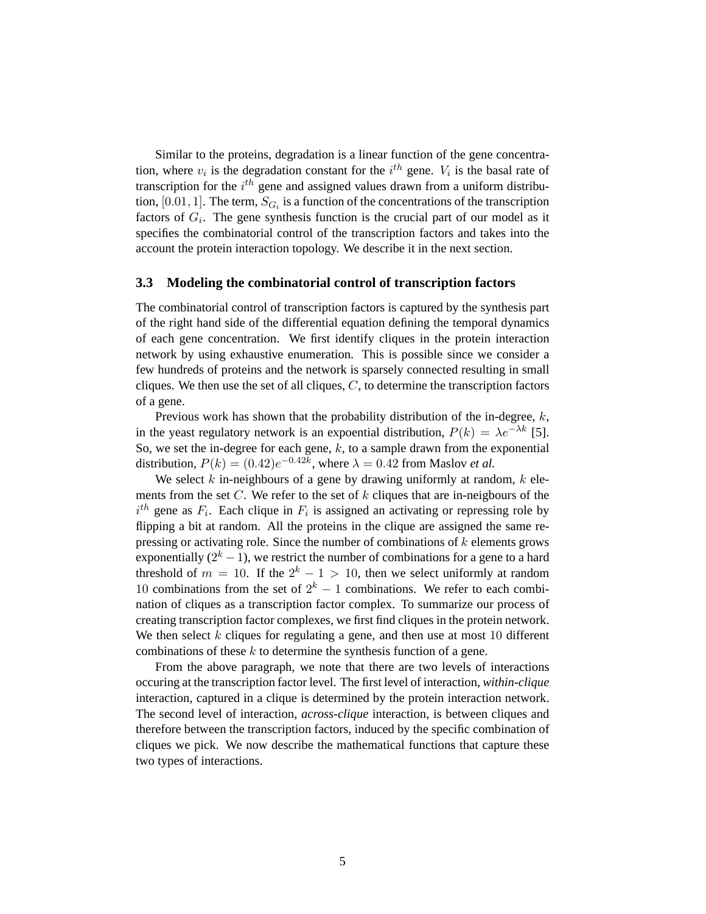Similar to the proteins, degradation is a linear function of the gene concentration, where $v_i$ is the degradation constant for the $i^{th}$ gene. $V_i$ is the basal rate of transcription for the $i^{th}$ gene and assigned values drawn from a uniform distribution, $[0.01, 1]$. The term, $S_{G_i}$ is a function of the concentrations of the transcription factors of $G_i$. The gene synthesis function is the crucial part of our model as it specifies the combinatorial control of the transcription factors and takes into the account the protein interaction topology. We describe it in the next section.

### 3.3 Modeling the combinatorial control of transcription factors

The combinatorial control of transcription factors is captured by the synthesis part of the right hand side of the differential equation defining the temporal dynamics of each gene concentration. We first identify cliques in the protein interaction network by using exhaustive enumeration. This is possible since we consider a few hundreds of proteins and the network is sparsely connected resulting in small cliques. We then use the set of all cliques, $C$, to determine the transcription factors of a gene.

Previous work has shown that the probability distribution of the in-degree, $k$, in the yeast regulatory network is an expoential distribution, $P(k) = \lambda e^{-\lambda k}$ [5]. So, we set the in-degree for each gene, $k$, to a sample drawn from the exponential distribution, $P(k) = (0.42)e^{-0.42k}$, where $\lambda = 0.42$ from Maslov *et al.*

We select $k$ in-neighbours of a gene by drawing uniformly at random, $k$ elements from the set $C$. We refer to the set of $k$ cliques that are in-neigbours of the $i^{th}$ gene as $F_i$. Each clique in $F_i$ is assigned an activating or repressing role by flipping a bit at random. All the proteins in the clique are assigned the same repressing or activating role. Since the number of combinations of $k$ elements grows exponentially ($2^k - 1$), we restrict the number of combinations for a gene to a hard threshold of $m = 10$. If the $2^k - 1 > 10$, then we select uniformly at random $10$ combinations from the set of $2^k - 1$ combinations. We refer to each combination of cliques as a transcription factor complex. To summarize our process of creating transcription factor complexes, we first find cliques in the protein network. We then select $k$ cliques for regulating a gene, and then use at most $10$ different combinations of these $k$ to determine the synthesis function of a gene.

From the above paragraph, we note that there are two levels of interactions occuring at the transcription factor level. The first level of interaction, *within-clique* interaction, captured in a clique is determined by the protein interaction network. The second level of interaction, *across-clique* interaction, is between cliques and therefore between the transcription factors, induced by the specific combination of cliques we pick. We now describe the mathematical functions that capture these two types of interactions.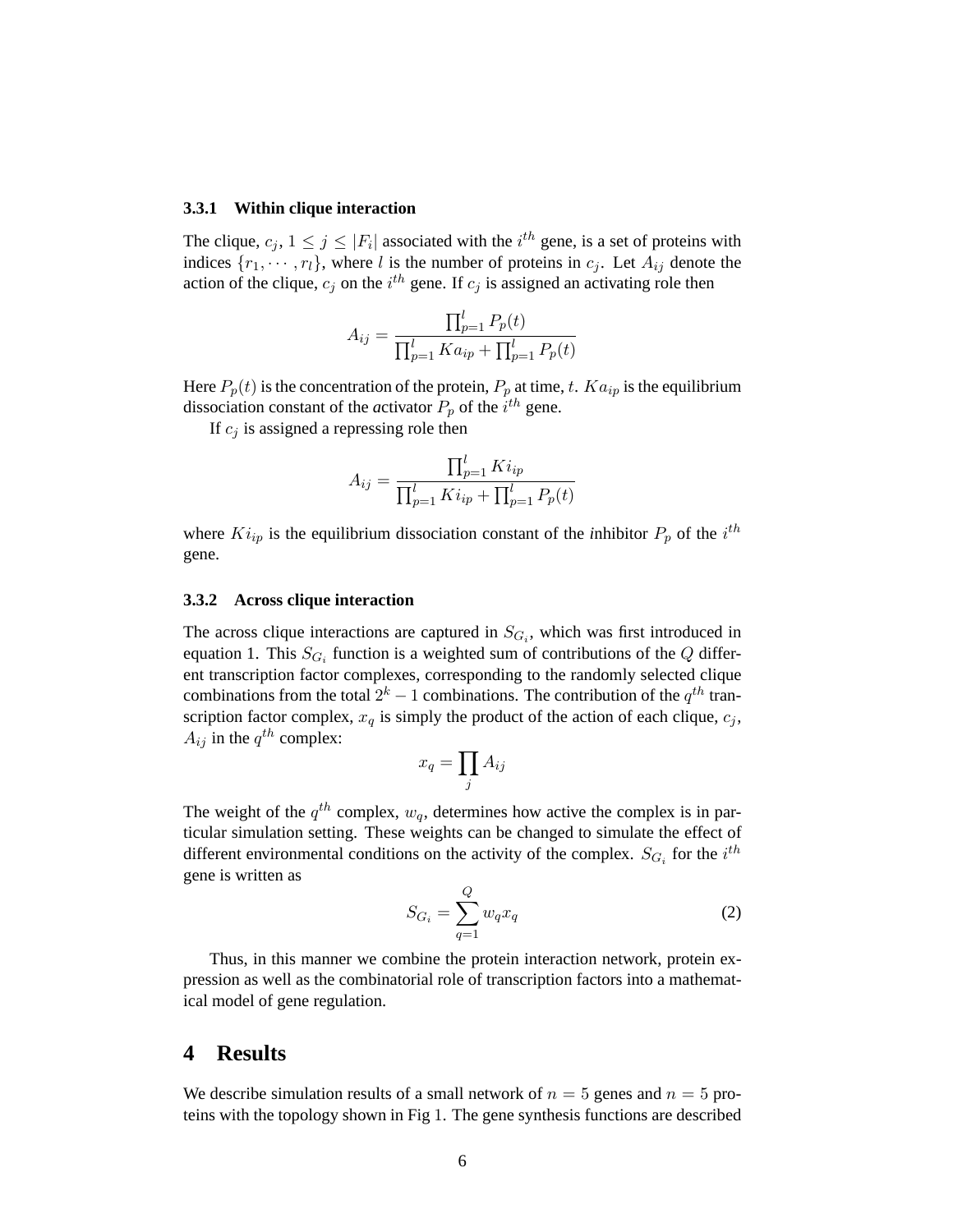### 3.3.1 Within clique interaction

The clique, $c_j$, $1 \leq j \leq |F_i|$ associated with the $i^{th}$ gene, is a set of proteins with indices $\{r_1, \cdots, r_l\}$, where $l$ is the number of proteins in $c_j$. Let $A_{ij}$ denote the action of the clique, $c_j$ on the $i^{th}$ gene. If $c_j$ is assigned an activating role then

$$A_{ij} = \frac{\prod_{p=1}^{l} P_p(t)}{\prod_{p=1}^{l} Ka_{ip} + \prod_{p=1}^{l} P_p(t)}$$

Here $P_p(t)$ is the concentration of the protein, $P_p$ at time, $t$. $Ka_{ip}$ is the equilibrium dissociation constant of the *a*ctivator $P_p$ of the $i^{th}$ gene.

If $c_j$ is assigned a repressing role then

$$A_{ij} = \frac{\prod_{p=1}^{l} Ki_{ip}}{\prod_{p=1}^{l} Ki_{ip} + \prod_{p=1}^{l} P_p(t)}$$

where $Ki_{ip}$ is the equilibrium dissociation constant of the *i*nhibitor $P_p$ of the $i^{th}$ gene.

### 3.3.2 Across clique interaction

The across clique interactions are captured in $S_{G_i}$, which was first introduced in equation 1. This $S_{G_i}$ function is a weighted sum of contributions of the $Q$ different transcription factor complexes, corresponding to the randomly selected clique combinations from the total $2^k - 1$ combinations. The contribution of the $q^{th}$ transcription factor complex, $x_q$ is simply the product of the action of each clique, $c_j$, $A_{ij}$ in the $q^{th}$ complex:

$$x_q = \prod_j A_{ij}$$

The weight of the $q^{th}$ complex, $w_q$, determines how active the complex is in particular simulation setting. These weights can be changed to simulate the effect of different environmental conditions on the activity of the complex. $S_{G_i}$ for the $i^{th}$ gene is written as

$$S_{G_i} = \sum_{q=1}^{Q} w_q x_q \tag{2}$$

Thus, in this manner we combine the protein interaction network, protein expression as well as the combinatorial role of transcription factors into a mathematical model of gene regulation.

# 4 Results

We describe simulation results of a small network of $n = 5$ genes and $n = 5$ proteins with the topology shown in Fig 1. The gene synthesis functions are described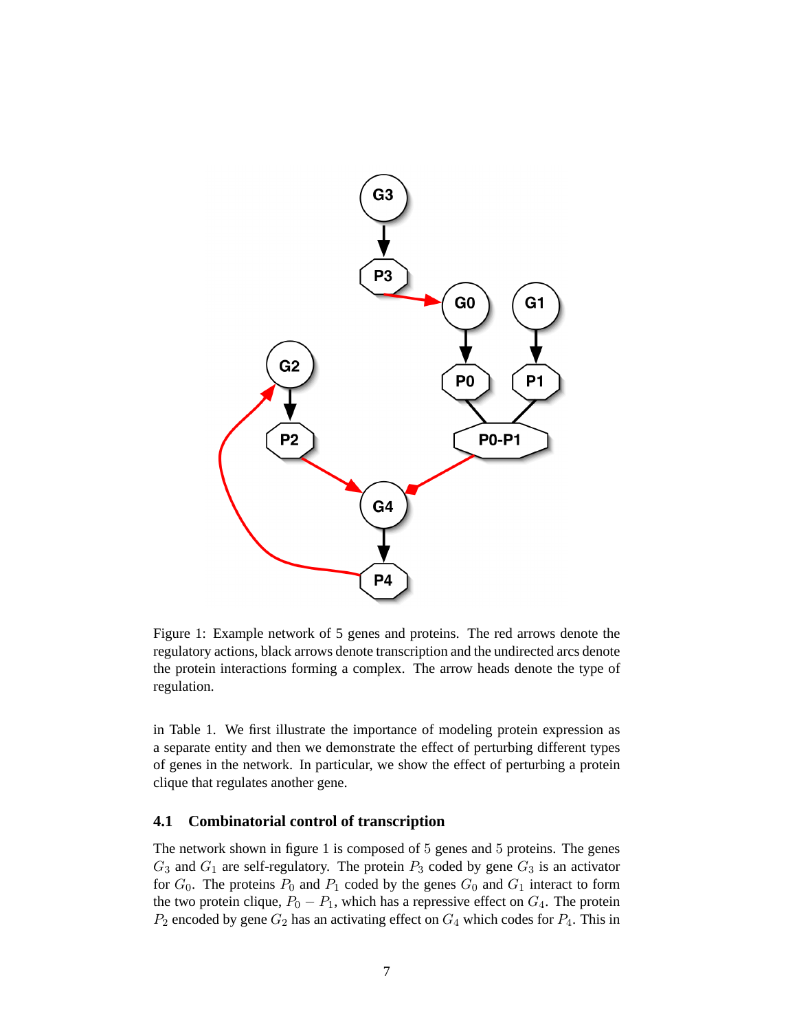Figure 1: Example network of 5 genes and proteins. The red arrows denote the regulatory actions, black arrows denote transcription and the undirected arcs denote the protein interactions forming a complex. The arrow heads denote the type of regulation.

in Table 1. We first illustrate the importance of modeling protein expression as a separate entity and then we demonstrate the effect of perturbing different types of genes in the network. In particular, we show the effect of perturbing a protein clique that regulates another gene.

### 4.1 Combinatorial control of transcription

The network shown in figure 1 is composed of 5 genes and 5 proteins. The genes $G_3$ and $G_1$ are self-regulatory. The protein $P_3$ coded by gene $G_3$ is an activator for $G_0$. The proteins $P_0$ and $P_1$ coded by the genes $G_0$ and $G_1$ interact to form the two protein clique, $P_0 - P_1$, which has a repressive effect on $G_4$. The protein $P_2$ encoded by gene $G_2$ has an activating effect on $G_4$ which codes for $P_4$. This in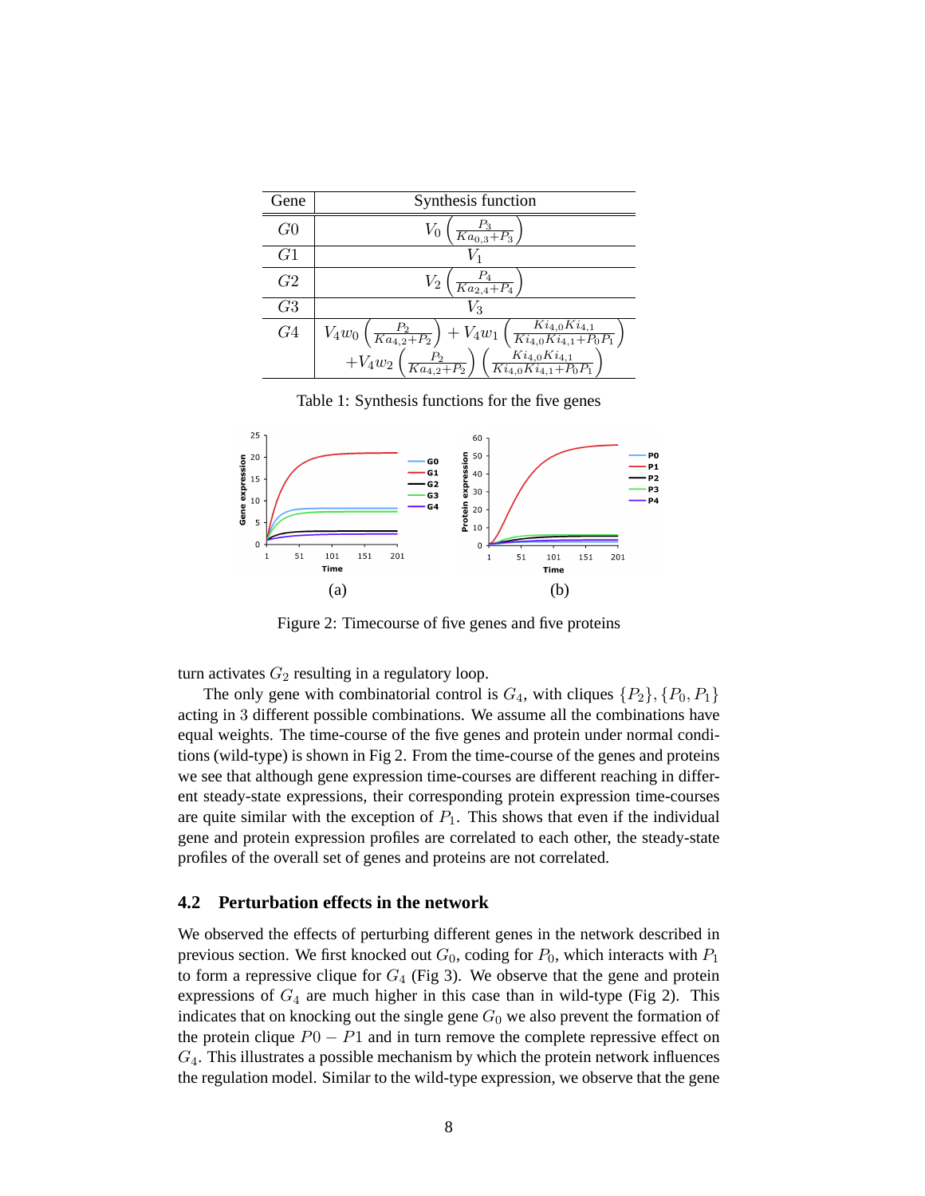| Gene | Synthesis function |
|---|---|
| $G0$ | $V_0\left(\frac{P_3}{Ka_{0,3}+P_3}\right)$ |
| $G1$ | $V_1$ |
| $G2$ | $V_2\left(\frac{P_4}{Ka_{2,4}+P_4}\right)$ |
| $G3$ | $V_3$ |
| $G4$ | $V_4 w_0\left(\frac{P_2}{Ka_{4,2}+P_2}\right)+V_4 w_1\left(\frac{Ki_{4,0}Ki_{4,1}}{Ki_{4,0}Ki_{4,1}+P_0P_1}\right)$ $+V_4 w_2\left(\frac{P_2}{Ka_{4,2}+P_2}\right)\left(\frac{Ki_{4,0}Ki_{4,1}}{Ki_{4,0}Ki_{4,1}+P_0P_1}\right)$ |

Table 1: Synthesis functions for the five genes

(a) (b)

Figure 2: Timecourse of five genes and five proteins

turn activates $G_2$ resulting in a regulatory loop.

The only gene with combinatorial control is $G_4$, with cliques $\{P_2\}, \{P_0, P_1\}$ acting in 3 different possible combinations. We assume all the combinations have equal weights. The time-course of the five genes and protein under normal conditions (wild-type) is shown in Fig 2. From the time-course of the genes and proteins we see that although gene expression time-courses are different reaching in different steady-state expressions, their corresponding protein expression time-courses are quite similar with the exception of $P_1$. This shows that even if the individual gene and protein expression profiles are correlated to each other, the steady-state profiles of the overall set of genes and proteins are not correlated.

### 4.2 Perturbation effects in the network

We observed the effects of perturbing different genes in the network described in previous section. We first knocked out $G_0$, coding for $P_0$, which interacts with $P_1$ to form a repressive clique for $G_4$ (Fig 3). We observe that the gene and protein expressions of $G_4$ are much higher in this case than in wild-type (Fig 2). This indicates that on knocking out the single gene $G_0$ we also prevent the formation of the protein clique $P0 - P1$ and in turn remove the complete repressive effect on $G_4$. This illustrates a possible mechanism by which the protein network influences the regulation model. Similar to the wild-type expression, we observe that the gene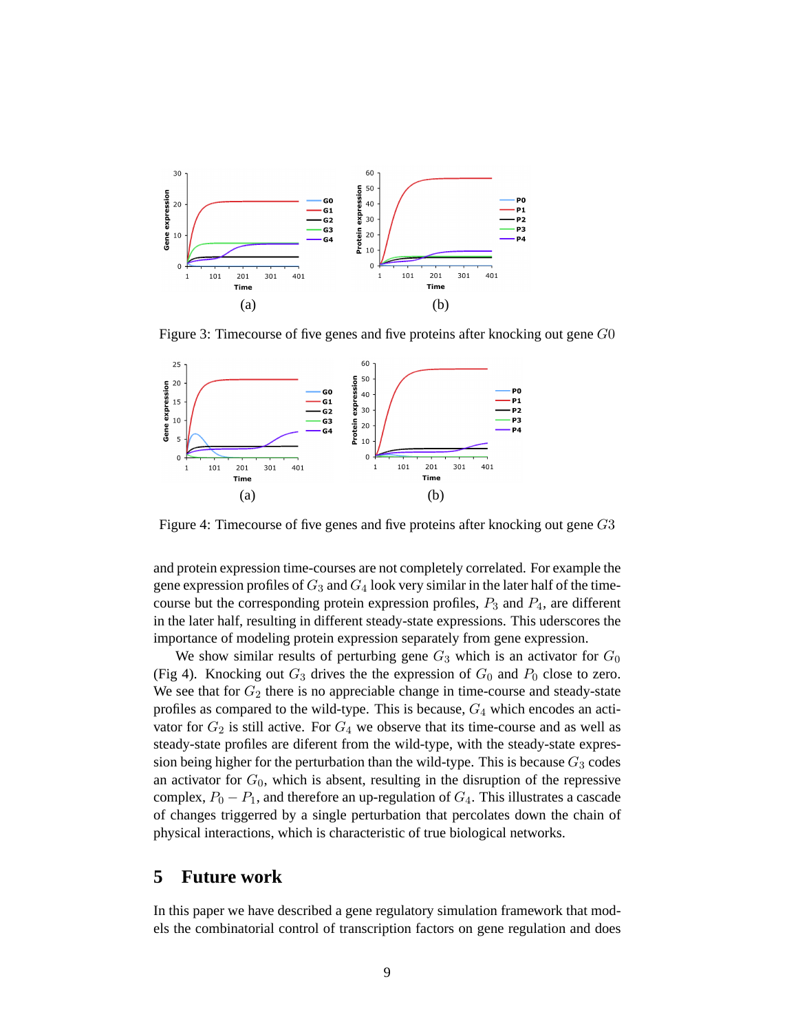(a)

(b)

Figure 3: Timecourse of five genes and five proteins after knocking out gene $G0$

(a)

(b)

Figure 4: Timecourse of five genes and five proteins after knocking out gene $G3$

and protein expression time-courses are not completely correlated. For example the gene expression profiles of $G_3$ and $G_4$ look very similar in the later half of the time-course but the corresponding protein expression profiles, $P_3$ and $P_4$, are different in the later half, resulting in different steady-state expressions. This uderscores the importance of modeling protein expression separately from gene expression.

We show similar results of perturbing gene $G_3$ which is an activator for $G_0$ (Fig 4). Knocking out $G_3$ drives the the expression of $G_0$ and $P_0$ close to zero. We see that for $G_2$ there is no appreciable change in time-course and steady-state profiles as compared to the wild-type. This is because, $G_4$ which encodes an activator for $G_2$ is still active. For $G_4$ we observe that its time-course and as well as steady-state profiles are diferent from the wild-type, with the steady-state expression being higher for the perturbation than the wild-type. This is because $G_3$ codes an activator for $G_0$, which is absent, resulting in the disruption of the repressive complex, $P_0 - P_1$, and therefore an up-regulation of $G_4$. This illustrates a cascade of changes triggerred by a single perturbation that percolates down the chain of physical interactions, which is characteristic of true biological networks.

## 5 Future work

In this paper we have described a gene regulatory simulation framework that models the combinatorial control of transcription factors on gene regulation and does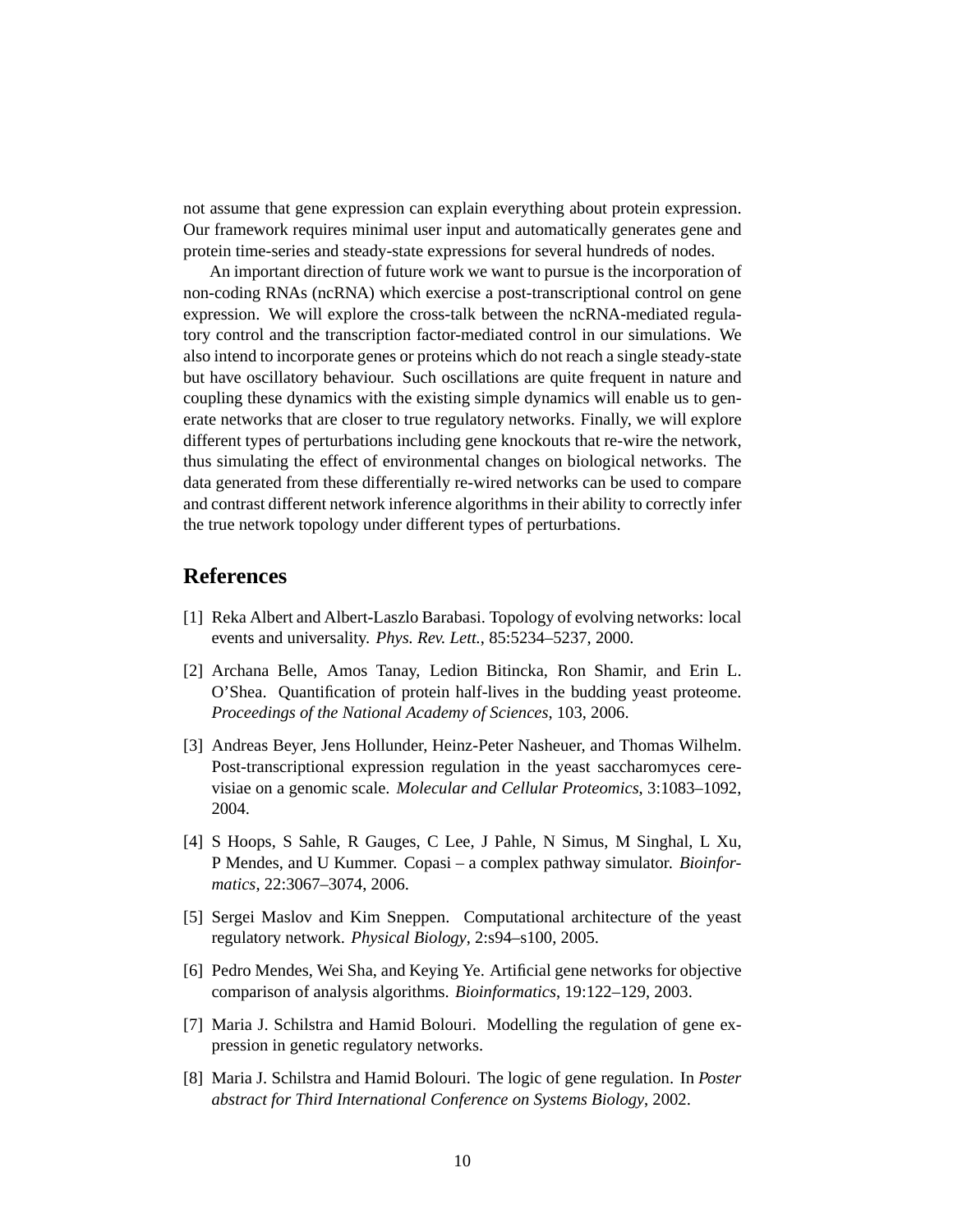not assume that gene expression can explain everything about protein expression. Our framework requires minimal user input and automatically generates gene and protein time-series and steady-state expressions for several hundreds of nodes.

An important direction of future work we want to pursue is the incorporation of non-coding RNAs (ncRNA) which exercise a post-transcriptional control on gene expression. We will explore the cross-talk between the ncRNA-mediated regulatory control and the transcription factor-mediated control in our simulations. We also intend to incorporate genes or proteins which do not reach a single steady-state but have oscillatory behaviour. Such oscillations are quite frequent in nature and coupling these dynamics with the existing simple dynamics will enable us to generate networks that are closer to true regulatory networks. Finally, we will explore different types of perturbations including gene knockouts that re-wire the network, thus simulating the effect of environmental changes on biological networks. The data generated from these differentially re-wired networks can be used to compare and contrast different network inference algorithms in their ability to correctly infer the true network topology under different types of perturbations.

## References

[1] Reka Albert and Albert-Laszlo Barabasi. Topology of evolving networks: local events and universality. *Phys. Rev. Lett.*, 85:5234–5237, 2000.

[2] Archana Belle, Amos Tanay, Ledion Bitincka, Ron Shamir, and Erin L. O'Shea. Quantification of protein half-lives in the budding yeast proteome. *Proceedings of the National Academy of Sciences*, 103, 2006.

[3] Andreas Beyer, Jens Hollunder, Heinz-Peter Nasheuer, and Thomas Wilhelm. Post-transcriptional expression regulation in the yeast saccharomyces cerevisiae on a genomic scale. *Molecular and Cellular Proteomics*, 3:1083–1092, 2004.

[4] S Hoops, S Sahle, R Gauges, C Lee, J Pahle, N Simus, M Singhal, L Xu, P Mendes, and U Kummer. Copasi – a complex pathway simulator. *Bioinformatics*, 22:3067–3074, 2006.

[5] Sergei Maslov and Kim Sneppen. Computational architecture of the yeast regulatory network. *Physical Biology*, 2:s94–s100, 2005.

[6] Pedro Mendes, Wei Sha, and Keying Ye. Artificial gene networks for objective comparison of analysis algorithms. *Bioinformatics*, 19:122–129, 2003.

[7] Maria J. Schilstra and Hamid Bolouri. Modelling the regulation of gene expression in genetic regulatory networks.

[8] Maria J. Schilstra and Hamid Bolouri. The logic of gene regulation. In *Poster abstract for Third International Conference on Systems Biology*, 2002.